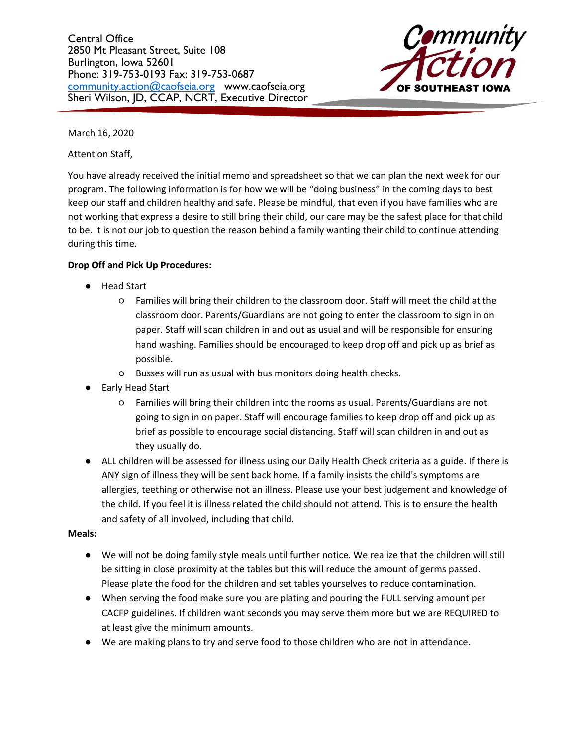Central Office
2850 Mt Pleasant Street, Suite 108
Burlington, Iowa 52601
Phone: 319-753-0193 Fax: 319-753-0687
community.action@caofseia.org www.caofseia.org
Sheri Wilson, JD, CCAP, NCRT, Executive Director

Community Action OF SOUTHEAST IOWA

March 16, 2020

Attention Staff,

You have already received the initial memo and spreadsheet so that we can plan the next week for our program. The following information is for how we will be "doing business" in the coming days to best keep our staff and children healthy and safe. Please be mindful, that even if you have families who are not working that express a desire to still bring their child, our care may be the safest place for that child to be. It is not our job to question the reason behind a family wanting their child to continue attending during this time.

**Drop Off and Pick Up Procedures:**

- Head Start
  - Families will bring their children to the classroom door. Staff will meet the child at the classroom door. Parents/Guardians are not going to enter the classroom to sign in on paper. Staff will scan children in and out as usual and will be responsible for ensuring hand washing. Families should be encouraged to keep drop off and pick up as brief as possible.
  - Busses will run as usual with bus monitors doing health checks.
- Early Head Start
  - Families will bring their children into the rooms as usual. Parents/Guardians are not going to sign in on paper. Staff will encourage families to keep drop off and pick up as brief as possible to encourage social distancing. Staff will scan children in and out as they usually do.
- ALL children will be assessed for illness using our Daily Health Check criteria as a guide. If there is ANY sign of illness they will be sent back home. If a family insists the child's symptoms are allergies, teething or otherwise not an illness. Please use your best judgement and knowledge of the child. If you feel it is illness related the child should not attend. This is to ensure the health and safety of all involved, including that child.

**Meals:**

- We will not be doing family style meals until further notice. We realize that the children will still be sitting in close proximity at the tables but this will reduce the amount of germs passed. Please plate the food for the children and set tables yourselves to reduce contamination.
- When serving the food make sure you are plating and pouring the FULL serving amount per CACFP guidelines. If children want seconds you may serve them more but we are REQUIRED to at least give the minimum amounts.
- We are making plans to try and serve food to those children who are not in attendance.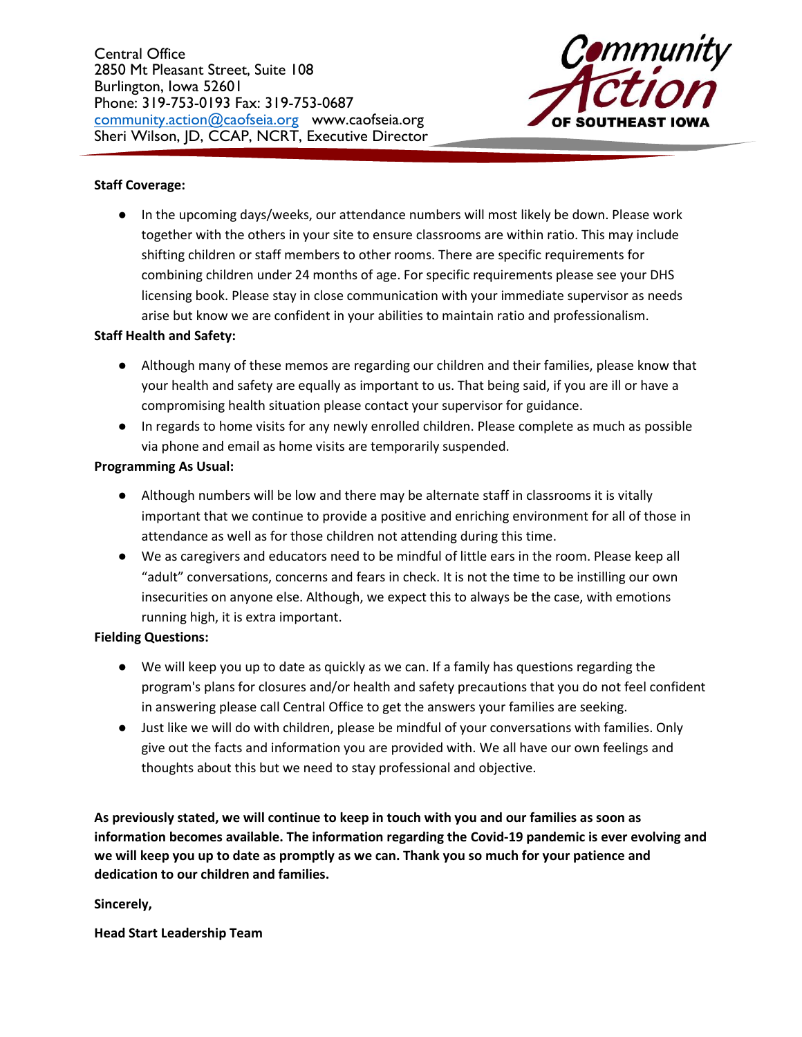Central Office
2850 Mt Pleasant Street, Suite 108
Burlington, Iowa 52601
Phone: 319-753-0193 Fax: 319-753-0687
community.action@caofseia.org www.caofseia.org
Sheri Wilson, JD, CCAP, NCRT, Executive Director

Community Action OF SOUTHEAST IOWA

**Staff Coverage:**

- In the upcoming days/weeks, our attendance numbers will most likely be down. Please work together with the others in your site to ensure classrooms are within ratio. This may include shifting children or staff members to other rooms. There are specific requirements for combining children under 24 months of age. For specific requirements please see your DHS licensing book. Please stay in close communication with your immediate supervisor as needs arise but know we are confident in your abilities to maintain ratio and professionalism.

**Staff Health and Safety:**

- Although many of these memos are regarding our children and their families, please know that your health and safety are equally as important to us. That being said, if you are ill or have a compromising health situation please contact your supervisor for guidance.
- In regards to home visits for any newly enrolled children. Please complete as much as possible via phone and email as home visits are temporarily suspended.

**Programming As Usual:**

- Although numbers will be low and there may be alternate staff in classrooms it is vitally important that we continue to provide a positive and enriching environment for all of those in attendance as well as for those children not attending during this time.
- We as caregivers and educators need to be mindful of little ears in the room. Please keep all "adult" conversations, concerns and fears in check. It is not the time to be instilling our own insecurities on anyone else. Although, we expect this to always be the case, with emotions running high, it is extra important.

**Fielding Questions:**

- We will keep you up to date as quickly as we can. If a family has questions regarding the program's plans for closures and/or health and safety precautions that you do not feel confident in answering please call Central Office to get the answers your families are seeking.
- Just like we will do with children, please be mindful of your conversations with families. Only give out the facts and information you are provided with. We all have our own feelings and thoughts about this but we need to stay professional and objective.

**As previously stated, we will continue to keep in touch with you and our families as soon as information becomes available. The information regarding the Covid-19 pandemic is ever evolving and we will keep you up to date as promptly as we can. Thank you so much for your patience and dedication to our children and families.**

**Sincerely,**

**Head Start Leadership Team**